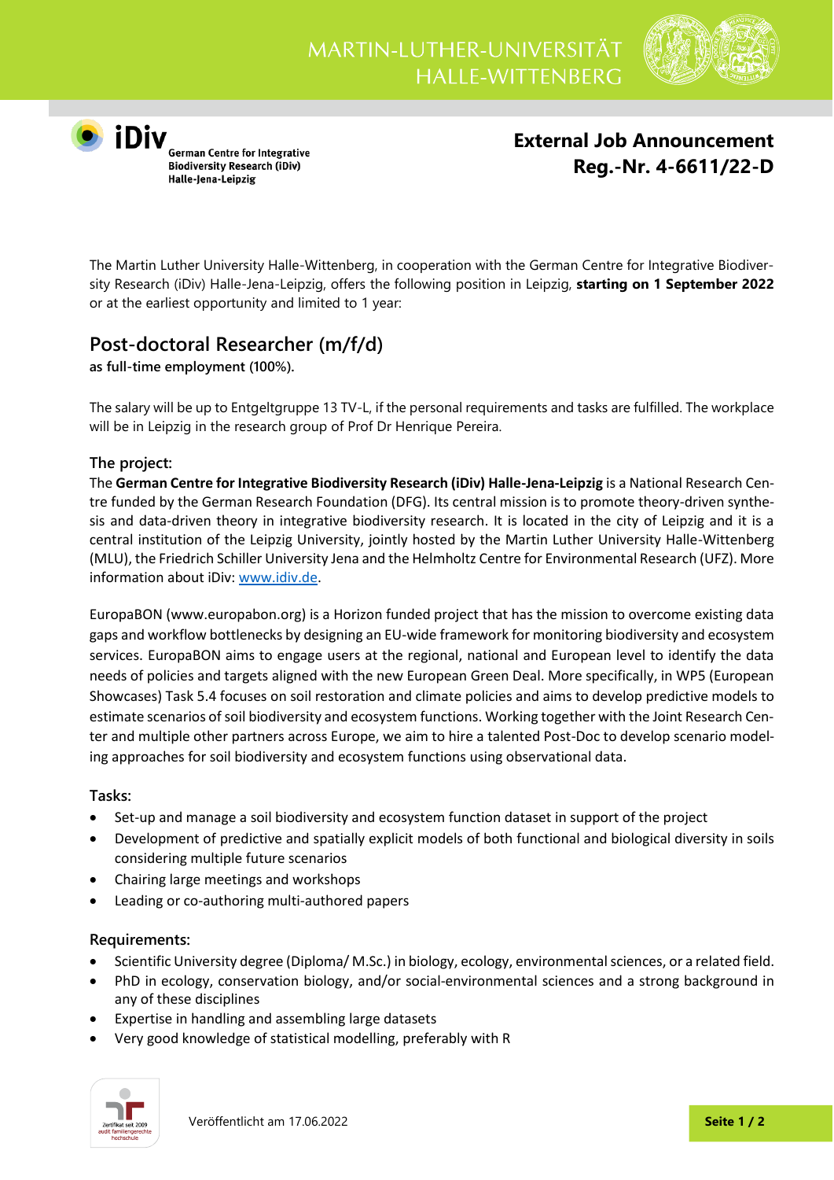MARTIN-LUTHER-UNIVERSITÄT HALLE-WITTENBERG

iDiv German Centre for Integrative Biodiversity Research (iDiv) Halle-Jena-Leipzig

**External Job Announcement**
**Reg.-Nr. 4-6611/22-D**

The Martin Luther University Halle-Wittenberg, in cooperation with the German Centre for Integrative Biodiversity Research (iDiv) Halle-Jena-Leipzig, offers the following position in Leipzig, **starting on 1 September 2022** or at the earliest opportunity and limited to 1 year:

## Post-doctoral Researcher (m/f/d)

**as full-time employment (100%).**

The salary will be up to Entgeltgruppe 13 TV-L, if the personal requirements and tasks are fulfilled. The workplace will be in Leipzig in the research group of Prof Dr Henrique Pereira.

### The project:

The **German Centre for Integrative Biodiversity Research (iDiv) Halle-Jena-Leipzig** is a National Research Centre funded by the German Research Foundation (DFG). Its central mission is to promote theory-driven synthesis and data-driven theory in integrative biodiversity research. It is located in the city of Leipzig and it is a central institution of the Leipzig University, jointly hosted by the Martin Luther University Halle-Wittenberg (MLU), the Friedrich Schiller University Jena and the Helmholtz Centre for Environmental Research (UFZ). More information about iDiv: www.idiv.de.

EuropaBON (www.europabon.org) is a Horizon funded project that has the mission to overcome existing data gaps and workflow bottlenecks by designing an EU-wide framework for monitoring biodiversity and ecosystem services. EuropaBON aims to engage users at the regional, national and European level to identify the data needs of policies and targets aligned with the new European Green Deal. More specifically, in WP5 (European Showcases) Task 5.4 focuses on soil restoration and climate policies and aims to develop predictive models to estimate scenarios of soil biodiversity and ecosystem functions. Working together with the Joint Research Center and multiple other partners across Europe, we aim to hire a talented Post-Doc to develop scenario modeling approaches for soil biodiversity and ecosystem functions using observational data.

### Tasks:

- Set-up and manage a soil biodiversity and ecosystem function dataset in support of the project
- Development of predictive and spatially explicit models of both functional and biological diversity in soils considering multiple future scenarios
- Chairing large meetings and workshops
- Leading or co-authoring multi-authored papers

### Requirements:

- Scientific University degree (Diploma/ M.Sc.) in biology, ecology, environmental sciences, or a related field.
- PhD in ecology, conservation biology, and/or social-environmental sciences and a strong background in any of these disciplines
- Expertise in handling and assembling large datasets
- Very good knowledge of statistical modelling, preferably with R

Veröffentlicht am 17.06.2022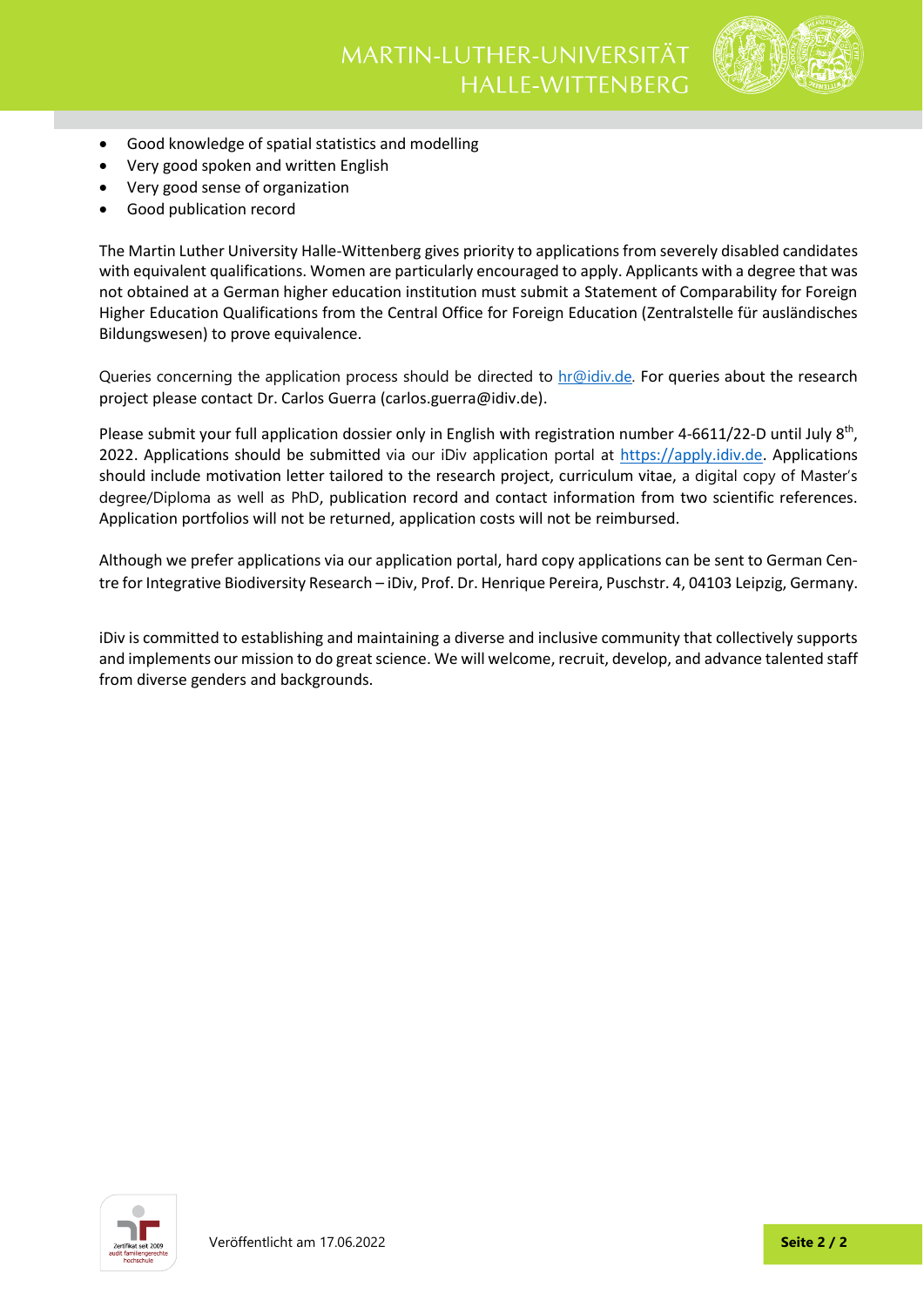- Good knowledge of spatial statistics and modelling
- Very good spoken and written English
- Very good sense of organization
- Good publication record

The Martin Luther University Halle-Wittenberg gives priority to applications from severely disabled candidates with equivalent qualifications. Women are particularly encouraged to apply. Applicants with a degree that was not obtained at a German higher education institution must submit a Statement of Comparability for Foreign Higher Education Qualifications from the Central Office for Foreign Education (Zentralstelle für ausländisches Bildungswesen) to prove equivalence.

Queries concerning the application process should be directed to hr@idiv.de. For queries about the research project please contact Dr. Carlos Guerra (carlos.guerra@idiv.de).

Please submit your full application dossier only in English with registration number 4-6611/22-D until July 8th, 2022. Applications should be submitted via our iDiv application portal at https://apply.idiv.de. Applications should include motivation letter tailored to the research project, curriculum vitae, a digital copy of Master's degree/Diploma as well as PhD, publication record and contact information from two scientific references. Application portfolios will not be returned, application costs will not be reimbursed.

Although we prefer applications via our application portal, hard copy applications can be sent to German Centre for Integrative Biodiversity Research – iDiv, Prof. Dr. Henrique Pereira, Puschstr. 4, 04103 Leipzig, Germany.

iDiv is committed to establishing and maintaining a diverse and inclusive community that collectively supports and implements our mission to do great science. We will welcome, recruit, develop, and advance talented staff from diverse genders and backgrounds.

Veröffentlicht am 17.06.2022